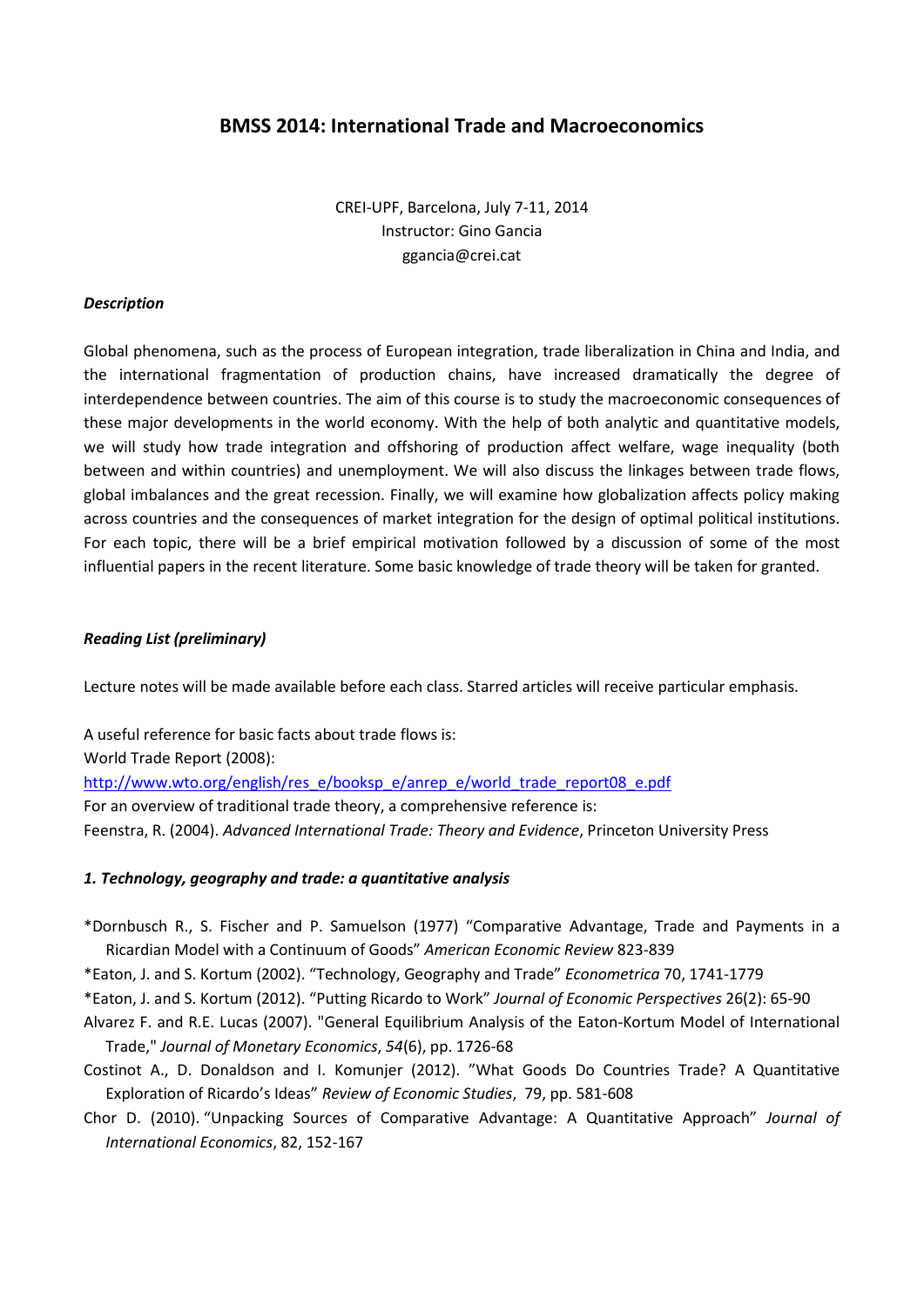# BMSS 2014: International Trade and Macroeconomics

CREI-UPF, Barcelona, July 7-11, 2014
Instructor: Gino Gancia
ggancia@crei.cat

***Description***

Global phenomena, such as the process of European integration, trade liberalization in China and India, and the international fragmentation of production chains, have increased dramatically the degree of interdependence between countries. The aim of this course is to study the macroeconomic consequences of these major developments in the world economy. With the help of both analytic and quantitative models, we will study how trade integration and offshoring of production affect welfare, wage inequality (both between and within countries) and unemployment. We will also discuss the linkages between trade flows, global imbalances and the great recession. Finally, we will examine how globalization affects policy making across countries and the consequences of market integration for the design of optimal political institutions. For each topic, there will be a brief empirical motivation followed by a discussion of some of the most influential papers in the recent literature. Some basic knowledge of trade theory will be taken for granted.

***Reading List (preliminary)***

Lecture notes will be made available before each class. Starred articles will receive particular emphasis.

A useful reference for basic facts about trade flows is:
World Trade Report (2008):
[http://www.wto.org/english/res_e/booksp_e/anrep_e/world_trade_report08_e.pdf](http://www.wto.org/english/res_e/booksp_e/anrep_e/world_trade_report08_e.pdf)
For an overview of traditional trade theory, a comprehensive reference is:
Feenstra, R. (2004). *Advanced International Trade: Theory and Evidence*, Princeton University Press

***1. Technology, geography and trade: a quantitative analysis***

*Dornbusch R., S. Fischer and P. Samuelson (1977) "Comparative Advantage, Trade and Payments in a Ricardian Model with a Continuum of Goods" *American Economic Review* 823-839

*Eaton, J. and S. Kortum (2002). "Technology, Geography and Trade" *Econometrica* 70, 1741-1779

*Eaton, J. and S. Kortum (2012). "Putting Ricardo to Work" *Journal of Economic Perspectives* 26(2): 65-90

Alvarez F. and R.E. Lucas (2007). "General Equilibrium Analysis of the Eaton-Kortum Model of International Trade," *Journal of Monetary Economics*, *54*(6), pp. 1726-68

Costinot A., D. Donaldson and I. Komunjer (2012). "What Goods Do Countries Trade? A Quantitative Exploration of Ricardo's Ideas" *Review of Economic Studies*, 79, pp. 581-608

Chor D. (2010). "Unpacking Sources of Comparative Advantage: A Quantitative Approach" *Journal of International Economics*, 82, 152-167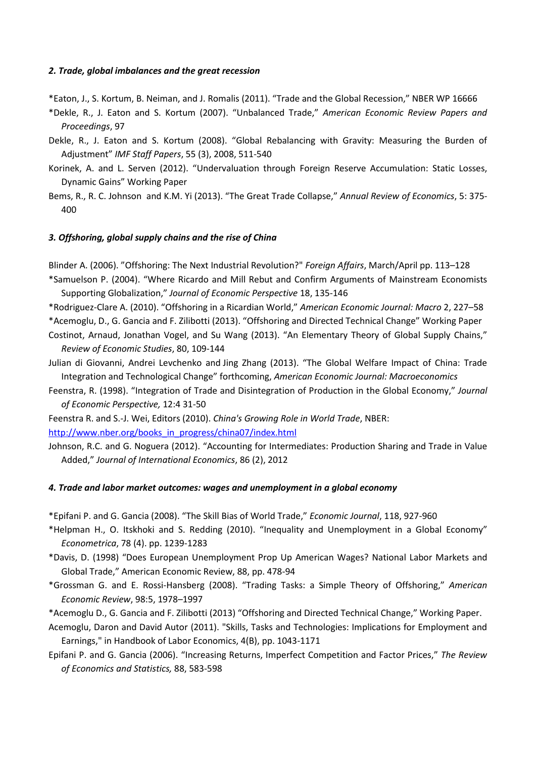### *2. Trade, global imbalances and the great recession*

*Eaton, J., S. Kortum, B. Neiman, and J. Romalis (2011). "Trade and the Global Recession," NBER WP 16666

*Dekle, R., J. Eaton and S. Kortum (2007). "Unbalanced Trade," *American Economic Review Papers and Proceedings*, 97

Dekle, R., J. Eaton and S. Kortum (2008). "Global Rebalancing with Gravity: Measuring the Burden of Adjustment" *IMF Staff Papers*, 55 (3), 2008, 511-540

Korinek, A. and L. Serven (2012). "Undervaluation through Foreign Reserve Accumulation: Static Losses, Dynamic Gains" Working Paper

Bems, R., R. C. Johnson and K.M. Yi (2013). "The Great Trade Collapse," *Annual Review of Economics*, 5: 375-400

### *3. Offshoring, global supply chains and the rise of China*

Blinder A. (2006). "Offshoring: The Next Industrial Revolution?" *Foreign Affairs*, March/April pp. 113–128

*Samuelson P. (2004). "Where Ricardo and Mill Rebut and Confirm Arguments of Mainstream Economists Supporting Globalization," *Journal of Economic Perspective* 18, 135-146

*Rodriguez-Clare A. (2010). "Offshoring in a Ricardian World," *American Economic Journal: Macro* 2, 227–58

*Acemoglu, D., G. Gancia and F. Zilibotti (2013). "Offshoring and Directed Technical Change" Working Paper

Costinot, Arnaud, Jonathan Vogel, and Su Wang (2013). "An Elementary Theory of Global Supply Chains," *Review of Economic Studies*, 80, 109-144

Julian di Giovanni, Andrei Levchenko and Jing Zhang (2013). "The Global Welfare Impact of China: Trade Integration and Technological Change" forthcoming, *American Economic Journal: Macroeconomics*

Feenstra, R. (1998). "Integration of Trade and Disintegration of Production in the Global Economy," *Journal of Economic Perspective,* 12:4 31-50

Feenstra R. and S.-J. Wei, Editors (2010). *China's Growing Role in World Trade*, NBER: http://www.nber.org/books_in_progress/china07/index.html

Johnson, R.C. and G. Noguera (2012). "Accounting for Intermediates: Production Sharing and Trade in Value Added," *Journal of International Economics*, 86 (2), 2012

### *4. Trade and labor market outcomes: wages and unemployment in a global economy*

*Epifani P. and G. Gancia (2008). "The Skill Bias of World Trade," *Economic Journal*, 118, 927-960

*Helpman H., O. Itskhoki and S. Redding (2010). "Inequality and Unemployment in a Global Economy" *Econometrica*, 78 (4). pp. 1239-1283

*Davis, D. (1998) "Does European Unemployment Prop Up American Wages? National Labor Markets and Global Trade," American Economic Review, 88, pp. 478-94

*Grossman G. and E. Rossi-Hansberg (2008). "Trading Tasks: a Simple Theory of Offshoring," *American Economic Review*, 98:5, 1978–1997

*Acemoglu D., G. Gancia and F. Zilibotti (2013) "Offshoring and Directed Technical Change," Working Paper.

Acemoglu, Daron and David Autor (2011). "Skills, Tasks and Technologies: Implications for Employment and Earnings," in Handbook of Labor Economics, 4(B), pp. 1043-1171

Epifani P. and G. Gancia (2006). "Increasing Returns, Imperfect Competition and Factor Prices," *The Review of Economics and Statistics,* 88, 583-598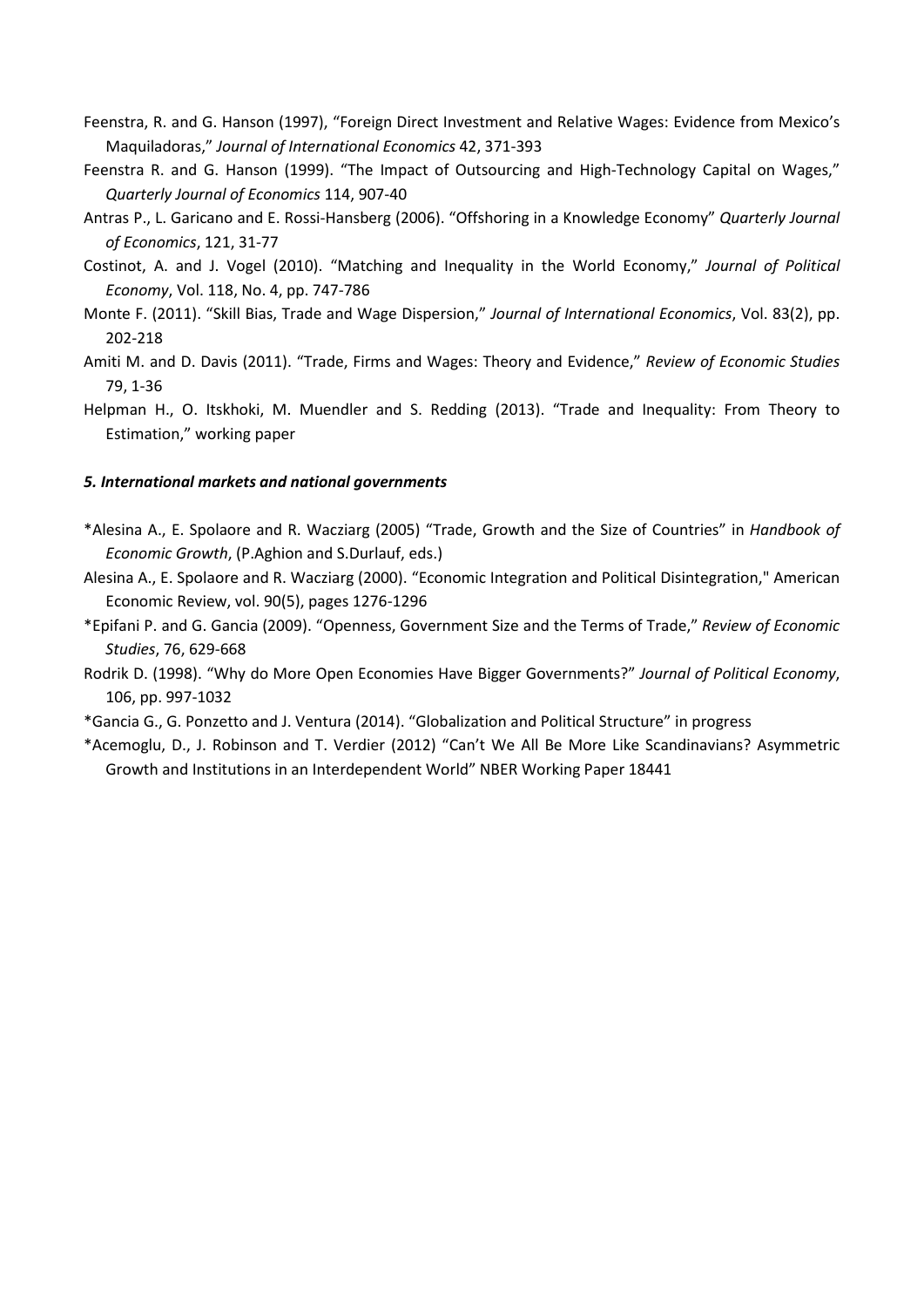Feenstra, R. and G. Hanson (1997), "Foreign Direct Investment and Relative Wages: Evidence from Mexico's Maquiladoras," *Journal of International Economics* 42, 371-393

Feenstra R. and G. Hanson (1999). "The Impact of Outsourcing and High-Technology Capital on Wages," *Quarterly Journal of Economics* 114, 907-40

Antras P., L. Garicano and E. Rossi-Hansberg (2006). "Offshoring in a Knowledge Economy" *Quarterly Journal of Economics*, 121, 31-77

Costinot, A. and J. Vogel (2010). "Matching and Inequality in the World Economy," *Journal of Political Economy*, Vol. 118, No. 4, pp. 747-786

Monte F. (2011). "Skill Bias, Trade and Wage Dispersion," *Journal of International Economics*, Vol. 83(2), pp. 202-218

Amiti M. and D. Davis (2011). "Trade, Firms and Wages: Theory and Evidence," *Review of Economic Studies* 79, 1-36

Helpman H., O. Itskhoki, M. Muendler and S. Redding (2013). "Trade and Inequality: From Theory to Estimation," working paper

### *5. International markets and national governments*

*Alesina A., E. Spolaore and R. Wacziarg (2005) "Trade, Growth and the Size of Countries" in *Handbook of Economic Growth*, (P.Aghion and S.Durlauf, eds.)

Alesina A., E. Spolaore and R. Wacziarg (2000). "Economic Integration and Political Disintegration," American Economic Review, vol. 90(5), pages 1276-1296

*Epifani P. and G. Gancia (2009). "Openness, Government Size and the Terms of Trade," *Review of Economic Studies*, 76, 629-668

Rodrik D. (1998). "Why do More Open Economies Have Bigger Governments?" *Journal of Political Economy*, 106, pp. 997-1032

*Gancia G., G. Ponzetto and J. Ventura (2014). "Globalization and Political Structure" in progress

*Acemoglu, D., J. Robinson and T. Verdier (2012) "Can't We All Be More Like Scandinavians? Asymmetric Growth and Institutions in an Interdependent World" NBER Working Paper 18441